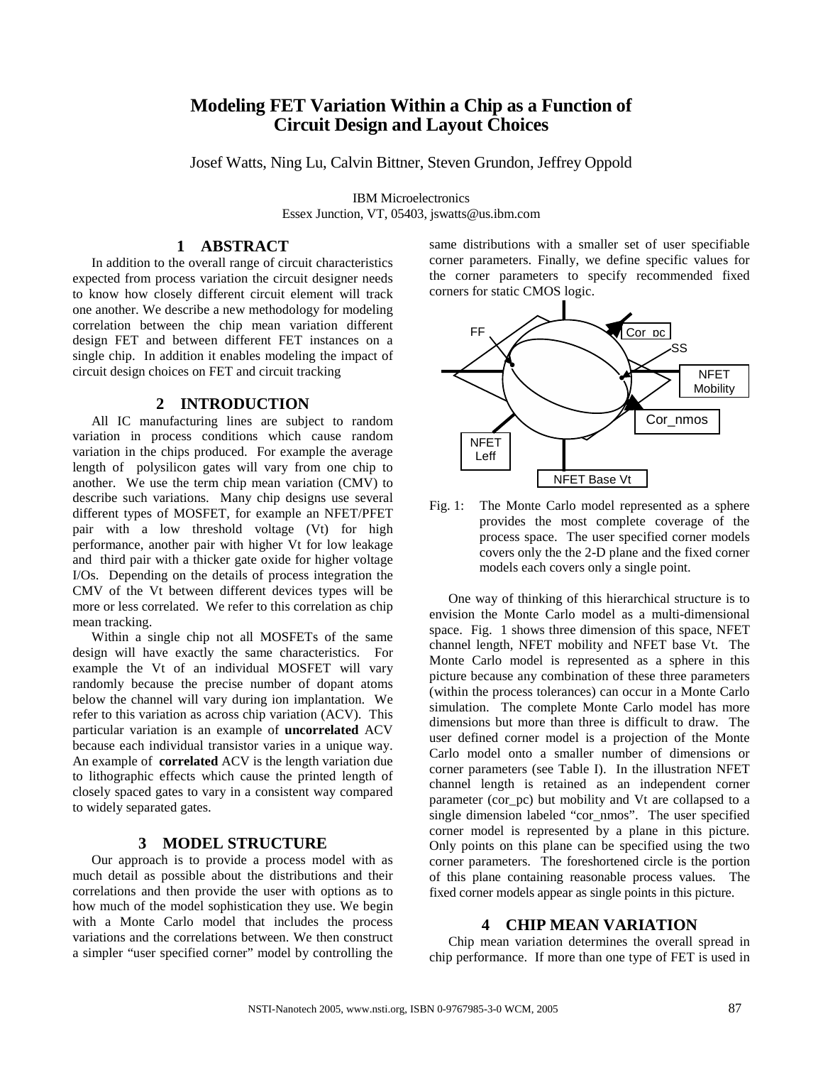# Modeling FET Variation Within a Chip as a Function of Circuit Design and Layout Choices

Josef Watts, Ning Lu, Calvin Bittner, Steven Grundon, Jeffrey Oppold

IBM Microelectronics
Essex Junction, VT, 05403, jswatts@us.ibm.com

## 1 ABSTRACT

In addition to the overall range of circuit characteristics expected from process variation the circuit designer needs to know how closely different circuit element will track one another. We describe a new methodology for modeling correlation between the chip mean variation different design FET and between different FET instances on a single chip. In addition it enables modeling the impact of circuit design choices on FET and circuit tracking

## 2 INTRODUCTION

All IC manufacturing lines are subject to random variation in process conditions which cause random variation in the chips produced. For example the average length of polysilicon gates will vary from one chip to another. We use the term chip mean variation (CMV) to describe such variations. Many chip designs use several different types of MOSFET, for example an NFET/PFET pair with a low threshold voltage (Vt) for high performance, another pair with higher Vt for low leakage and third pair with a thicker gate oxide for higher voltage I/Os. Depending on the details of process integration the CMV of the Vt between different devices types will be more or less correlated. We refer to this correlation as chip mean tracking.

Within a single chip not all MOSFETs of the same design will have exactly the same characteristics. For example the Vt of an individual MOSFET will vary randomly because the precise number of dopant atoms below the channel will vary during ion implantation. We refer to this variation as across chip variation (ACV). This particular variation is an example of **uncorrelated** ACV because each individual transistor varies in a unique way. An example of **correlated** ACV is the length variation due to lithographic effects which cause the printed length of closely spaced gates to vary in a consistent way compared to widely separated gates.

## 3 MODEL STRUCTURE

Our approach is to provide a process model with as much detail as possible about the distributions and their correlations and then provide the user with options as to how much of the model sophistication they use. We begin with a Monte Carlo model that includes the process variations and the correlations between. We then construct a simpler "user specified corner" model by controlling the same distributions with a smaller set of user specifiable corner parameters. Finally, we define specific values for the corner parameters to specify recommended fixed corners for static CMOS logic.

Fig. 1: The Monte Carlo model represented as a sphere provides the most complete coverage of the process space. The user specified corner models covers only the the 2-D plane and the fixed corner models each covers only a single point.

One way of thinking of this hierarchical structure is to envision the Monte Carlo model as a multi-dimensional space. Fig. 1 shows three dimension of this space, NFET channel length, NFET mobility and NFET base Vt. The Monte Carlo model is represented as a sphere in this picture because any combination of these three parameters (within the process tolerances) can occur in a Monte Carlo simulation. The complete Monte Carlo model has more dimensions but more than three is difficult to draw. The user defined corner model is a projection of the Monte Carlo model onto a smaller number of dimensions or corner parameters (see Table I). In the illustration NFET channel length is retained as an independent corner parameter (cor_pc) but mobility and Vt are collapsed to a single dimension labeled "cor_nmos". The user specified corner model is represented by a plane in this picture. Only points on this plane can be specified using the two corner parameters. The foreshortened circle is the portion of this plane containing reasonable process values. The fixed corner models appear as single points in this picture.

## 4 CHIP MEAN VARIATION

Chip mean variation determines the overall spread in chip performance. If more than one type of FET is used in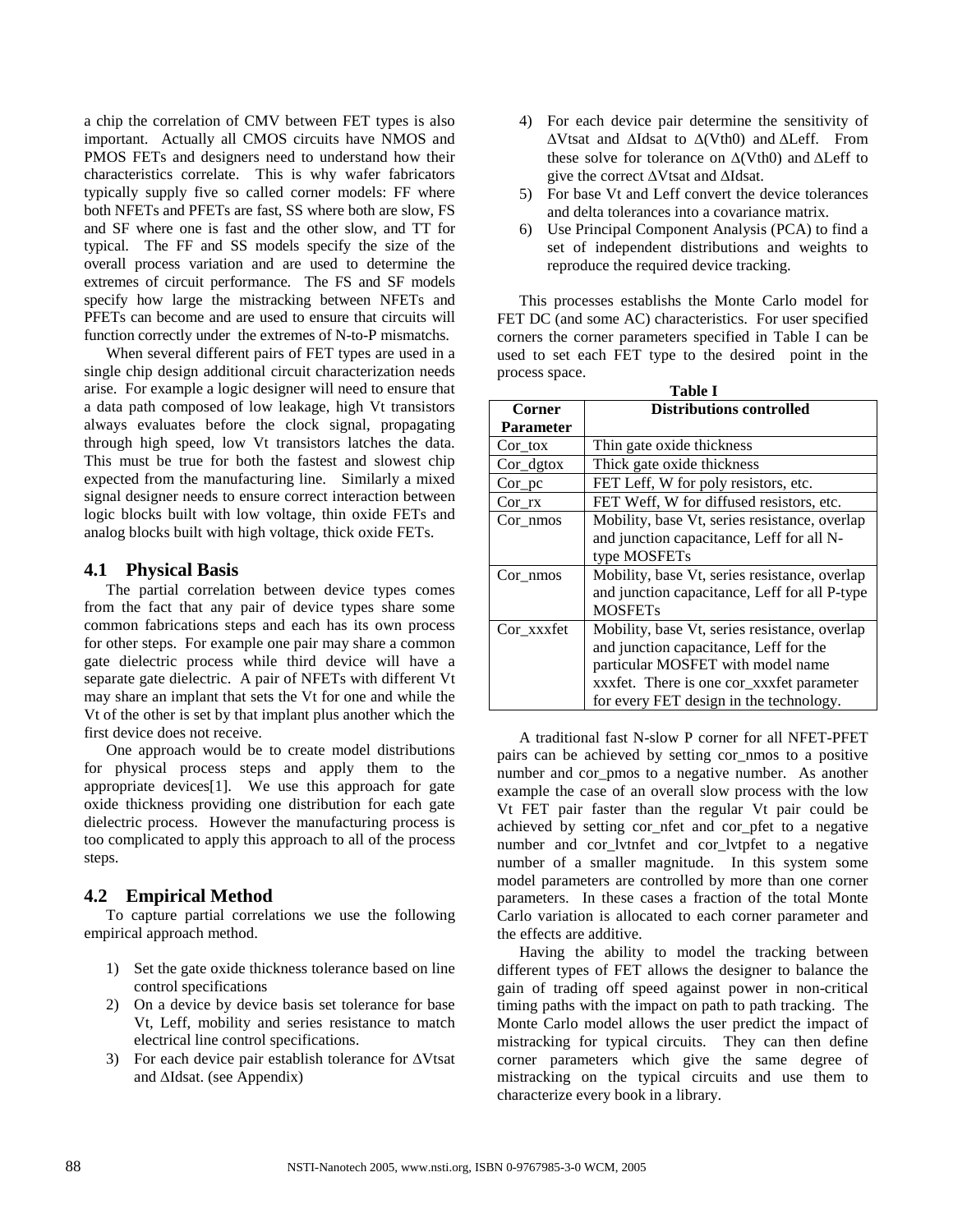a chip the correlation of CMV between FET types is also important. Actually all CMOS circuits have NMOS and PMOS FETs and designers need to understand how their characteristics correlate. This is why wafer fabricators typically supply five so called corner models: FF where both NFETs and PFETs are fast, SS where both are slow, FS and SF where one is fast and the other slow, and TT for typical. The FF and SS models specify the size of the overall process variation and are used to determine the extremes of circuit performance. The FS and SF models specify how large the mistracking between NFETs and PFETs can become and are used to ensure that circuits will function correctly under the extremes of N-to-P mismatchs.

When several different pairs of FET types are used in a single chip design additional circuit characterization needs arise. For example a logic designer will need to ensure that a data path composed of low leakage, high Vt transistors always evaluates before the clock signal, propagating through high speed, low Vt transistors latches the data. This must be true for both the fastest and slowest chip expected from the manufacturing line. Similarly a mixed signal designer needs to ensure correct interaction between logic blocks built with low voltage, thin oxide FETs and analog blocks built with high voltage, thick oxide FETs.

## 4.1 Physical Basis

The partial correlation between device types comes from the fact that any pair of device types share some common fabrications steps and each has its own process for other steps. For example one pair may share a common gate dielectric process while third device will have a separate gate dielectric. A pair of NFETs with different Vt may share an implant that sets the Vt for one and while the Vt of the other is set by that implant plus another which the first device does not receive.

One approach would be to create model distributions for physical process steps and apply them to the appropriate devices[1]. We use this approach for gate oxide thickness providing one distribution for each gate dielectric process. However the manufacturing process is too complicated to apply this approach to all of the process steps.

## 4.2 Empirical Method

To capture partial correlations we use the following empirical approach method.

1) Set the gate oxide thickness tolerance based on line control specifications
2) On a device by device basis set tolerance for base Vt, Leff, mobility and series resistance to match electrical line control specifications.
3) For each device pair establish tolerance for $\Delta$Vtsat and $\Delta$Idsat. (see Appendix)
4) For each device pair determine the sensitivity of $\Delta$Vtsat and $\Delta$Idsat to $\Delta$(Vth0) and $\Delta$Leff. From these solve for tolerance on $\Delta$(Vth0) and $\Delta$Leff to give the correct $\Delta$Vtsat and $\Delta$Idsat.
5) For base Vt and Leff convert the device tolerances and delta tolerances into a covariance matrix.
6) Use Principal Component Analysis (PCA) to find a set of independent distributions and weights to reproduce the required device tracking.

This processes establishs the Monte Carlo model for FET DC (and some AC) characteristics. For user specified corners the corner parameters specified in Table I can be used to set each FET type to the desired point in the process space.

**Table I**

| Corner Parameter | Distributions controlled |
|---|---|
| Cor_tox | Thin gate oxide thickness |
| Cor_dgtox | Thick gate oxide thickness |
| Cor_pc | FET Leff, W for poly resistors, etc. |
| Cor_rx | FET Weff, W for diffused resistors, etc. |
| Cor_nmos | Mobility, base Vt, series resistance, overlap and junction capacitance, Leff for all N-type MOSFETs |
| Cor_nmos | Mobility, base Vt, series resistance, overlap and junction capacitance, Leff for all P-type MOSFETs |
| Cor_xxxfet | Mobility, base Vt, series resistance, overlap and junction capacitance, Leff for the particular MOSFET with model name xxxfet. There is one cor_xxxfet parameter for every FET design in the technology. |

A traditional fast N-slow P corner for all NFET-PFET pairs can be achieved by setting cor_nmos to a positive number and cor_pmos to a negative number. As another example the case of an overall slow process with the low Vt FET pair faster than the regular Vt pair could be achieved by setting cor_nfet and cor_pfet to a negative number and cor_lvtnfet and cor_lvtpfet to a negative number of a smaller magnitude. In this system some model parameters are controlled by more than one corner parameters. In these cases a fraction of the total Monte Carlo variation is allocated to each corner parameter and the effects are additive.

Having the ability to model the tracking between different types of FET allows the designer to balance the gain of trading off speed against power in non-critical timing paths with the impact on path to path tracking. The Monte Carlo model allows the user predict the impact of mistracking for typical circuits. They can then define corner parameters which give the same degree of mistracking on the typical circuits and use them to characterize every book in a library.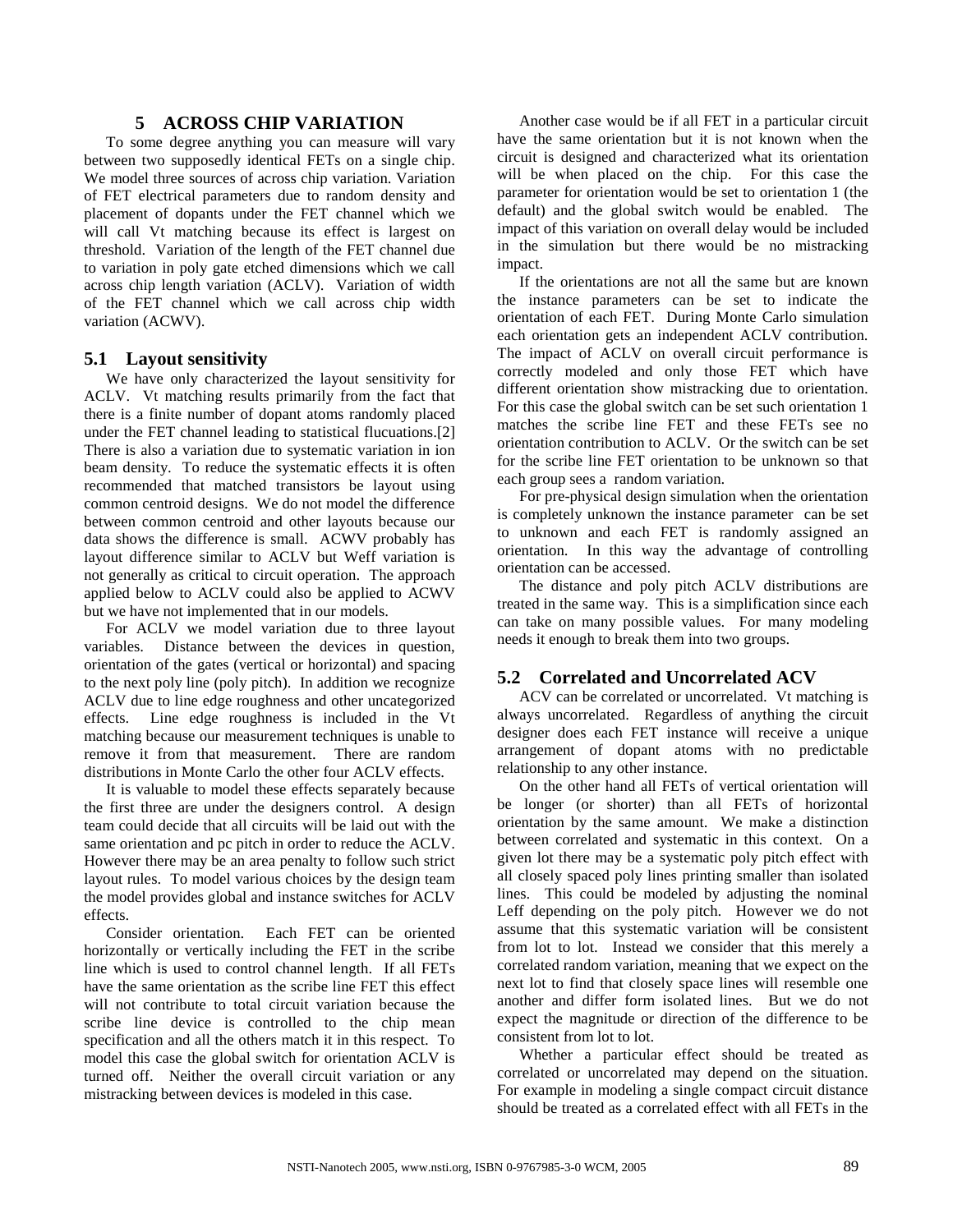## 5 ACROSS CHIP VARIATION

To some degree anything you can measure will vary between two supposedly identical FETs on a single chip. We model three sources of across chip variation. Variation of FET electrical parameters due to random density and placement of dopants under the FET channel which we will call Vt matching because its effect is largest on threshold. Variation of the length of the FET channel due to variation in poly gate etched dimensions which we call across chip length variation (ACLV). Variation of width of the FET channel which we call across chip width variation (ACWV).

### 5.1 Layout sensitivity

We have only characterized the layout sensitivity for ACLV. Vt matching results primarily from the fact that there is a finite number of dopant atoms randomly placed under the FET channel leading to statistical flucuations.[2] There is also a variation due to systematic variation in ion beam density. To reduce the systematic effects it is often recommended that matched transistors be layout using common centroid designs. We do not model the difference between common centroid and other layouts because our data shows the difference is small. ACWV probably has layout difference similar to ACLV but Weff variation is not generally as critical to circuit operation. The approach applied below to ACLV could also be applied to ACWV but we have not implemented that in our models.

For ACLV we model variation due to three layout variables. Distance between the devices in question, orientation of the gates (vertical or horizontal) and spacing to the next poly line (poly pitch). In addition we recognize ACLV due to line edge roughness and other uncategorized effects. Line edge roughness is included in the Vt matching because our measurement techniques is unable to remove it from that measurement. There are random distributions in Monte Carlo the other four ACLV effects.

It is valuable to model these effects separately because the first three are under the designers control. A design team could decide that all circuits will be laid out with the same orientation and pc pitch in order to reduce the ACLV. However there may be an area penalty to follow such strict layout rules. To model various choices by the design team the model provides global and instance switches for ACLV effects.

Consider orientation. Each FET can be oriented horizontally or vertically including the FET in the scribe line which is used to control channel length. If all FETs have the same orientation as the scribe line FET this effect will not contribute to total circuit variation because the scribe line device is controlled to the chip mean specification and all the others match it in this respect. To model this case the global switch for orientation ACLV is turned off. Neither the overall circuit variation or any mistracking between devices is modeled in this case.

Another case would be if all FET in a particular circuit have the same orientation but it is not known when the circuit is designed and characterized what its orientation will be when placed on the chip. For this case the parameter for orientation would be set to orientation 1 (the default) and the global switch would be enabled. The impact of this variation on overall delay would be included in the simulation but there would be no mistracking impact.

If the orientations are not all the same but are known the instance parameters can be set to indicate the orientation of each FET. During Monte Carlo simulation each orientation gets an independent ACLV contribution. The impact of ACLV on overall circuit performance is correctly modeled and only those FET which have different orientation show mistracking due to orientation. For this case the global switch can be set such orientation 1 matches the scribe line FET and these FETs see no orientation contribution to ACLV. Or the switch can be set for the scribe line FET orientation to be unknown so that each group sees a random variation.

For pre-physical design simulation when the orientation is completely unknown the instance parameter can be set to unknown and each FET is randomly assigned an orientation. In this way the advantage of controlling orientation can be accessed.

The distance and poly pitch ACLV distributions are treated in the same way. This is a simplification since each can take on many possible values. For many modeling needs it enough to break them into two groups.

### 5.2 Correlated and Uncorrelated ACV

ACV can be correlated or uncorrelated. Vt matching is always uncorrelated. Regardless of anything the circuit designer does each FET instance will receive a unique arrangement of dopant atoms with no predictable relationship to any other instance.

On the other hand all FETs of vertical orientation will be longer (or shorter) than all FETs of horizontal orientation by the same amount. We make a distinction between correlated and systematic in this context. On a given lot there may be a systematic poly pitch effect with all closely spaced poly lines printing smaller than isolated lines. This could be modeled by adjusting the nominal Leff depending on the poly pitch. However we do not assume that this systematic variation will be consistent from lot to lot. Instead we consider that this merely a correlated random variation, meaning that we expect on the next lot to find that closely space lines will resemble one another and differ form isolated lines. But we do not expect the magnitude or direction of the difference to be consistent from lot to lot.

Whether a particular effect should be treated as correlated or uncorrelated may depend on the situation. For example in modeling a single compact circuit distance should be treated as a correlated effect with all FETs in the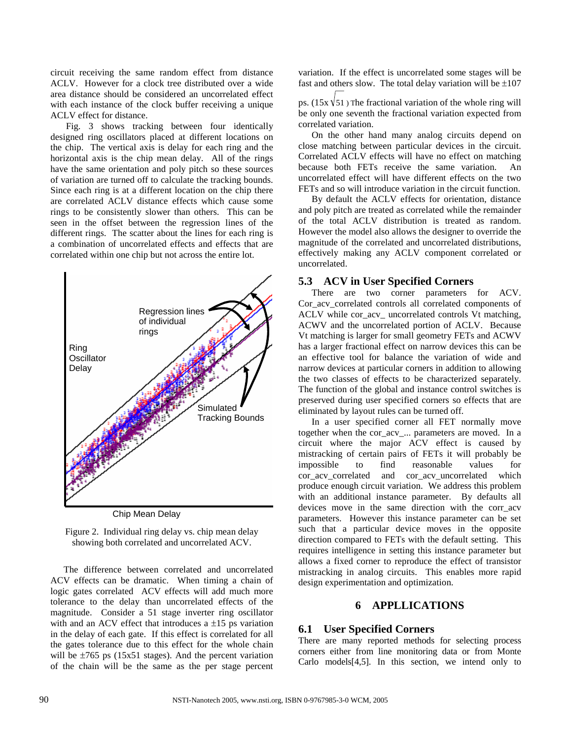circuit receiving the same random effect from distance ACLV. However for a clock tree distributed over a wide area distance should be considered an uncorrelated effect with each instance of the clock buffer receiving a unique ACLV effect for distance.

Fig. 3 shows tracking between four identically designed ring oscillators placed at different locations on the chip. The vertical axis is delay for each ring and the horizontal axis is the chip mean delay. All of the rings have the same orientation and poly pitch so these sources of variation are turned off to calculate the tracking bounds. Since each ring is at a different location on the chip there are correlated ACLV distance effects which cause some rings to be consistently slower than others. This can be seen in the offset between the regression lines of the different rings. The scatter about the lines for each ring is a combination of uncorrelated effects and effects that are correlated within one chip but not across the entire lot.

Figure 2. Individual ring delay vs. chip mean delay showing both correlated and uncorrelated ACV.

The difference between correlated and uncorrelated ACV effects can be dramatic. When timing a chain of logic gates correlated ACV effects will add much more tolerance to the delay than uncorrelated effects of the magnitude. Consider a 51 stage inverter ring oscillator with and an ACV effect that introduces a ±15 ps variation in the delay of each gate. If this effect is correlated for all the gates tolerance due to this effect for the whole chain will be ±765 ps (15x51 stages). And the percent variation of the chain will be the same as the per stage percent variation. If the effect is uncorrelated some stages will be fast and others slow. The total delay variation will be ±107 ps. ($15 \times \sqrt{51}$) The fractional variation of the whole ring will be only one seventh the fractional variation expected from correlated variation.

On the other hand many analog circuits depend on close matching between particular devices in the circuit. Correlated ACLV effects will have no effect on matching because both FETs receive the same variation. An uncorrelated effect will have different effects on the two FETs and so will introduce variation in the circuit function.

By default the ACLV effects for orientation, distance and poly pitch are treated as correlated while the remainder of the total ACLV distribution is treated as random. However the model also allows the designer to override the magnitude of the correlated and uncorrelated distributions, effectively making any ACLV component correlated or uncorrelated.

### 5.3 ACV in User Specified Corners

There are two corner parameters for ACV. Cor_acv_correlated controls all correlated components of ACLV while cor_acv_ uncorrelated controls Vt matching, ACWV and the uncorrelated portion of ACLV. Because Vt matching is larger for small geometry FETs and ACWV has a larger fractional effect on narrow devices this can be an effective tool for balance the variation of wide and narrow devices at particular corners in addition to allowing the two classes of effects to be characterized separately. The function of the global and instance control switches is preserved during user specified corners so effects that are eliminated by layout rules can be turned off.

In a user specified corner all FET normally move together when the cor_acv_... parameters are moved. In a circuit where the major ACV effect is caused by mistracking of certain pairs of FETs it will probably be impossible to find reasonable values for cor_acv_correlated and cor_acv_uncorrelated which produce enough circuit variation. We address this problem with an additional instance parameter. By defaults all devices move in the same direction with the corr_acv parameters. However this instance parameter can be set such that a particular device moves in the opposite direction compared to FETs with the default setting. This requires intelligence in setting this instance parameter but allows a fixed corner to reproduce the effect of transistor mistracking in analog circuits. This enables more rapid design experimentation and optimization.

## 6 APPLLICATIONS

### 6.1 User Specified Corners

There are many reported methods for selecting process corners either from line monitoring data or from Monte Carlo models[4,5]. In this section, we intend only to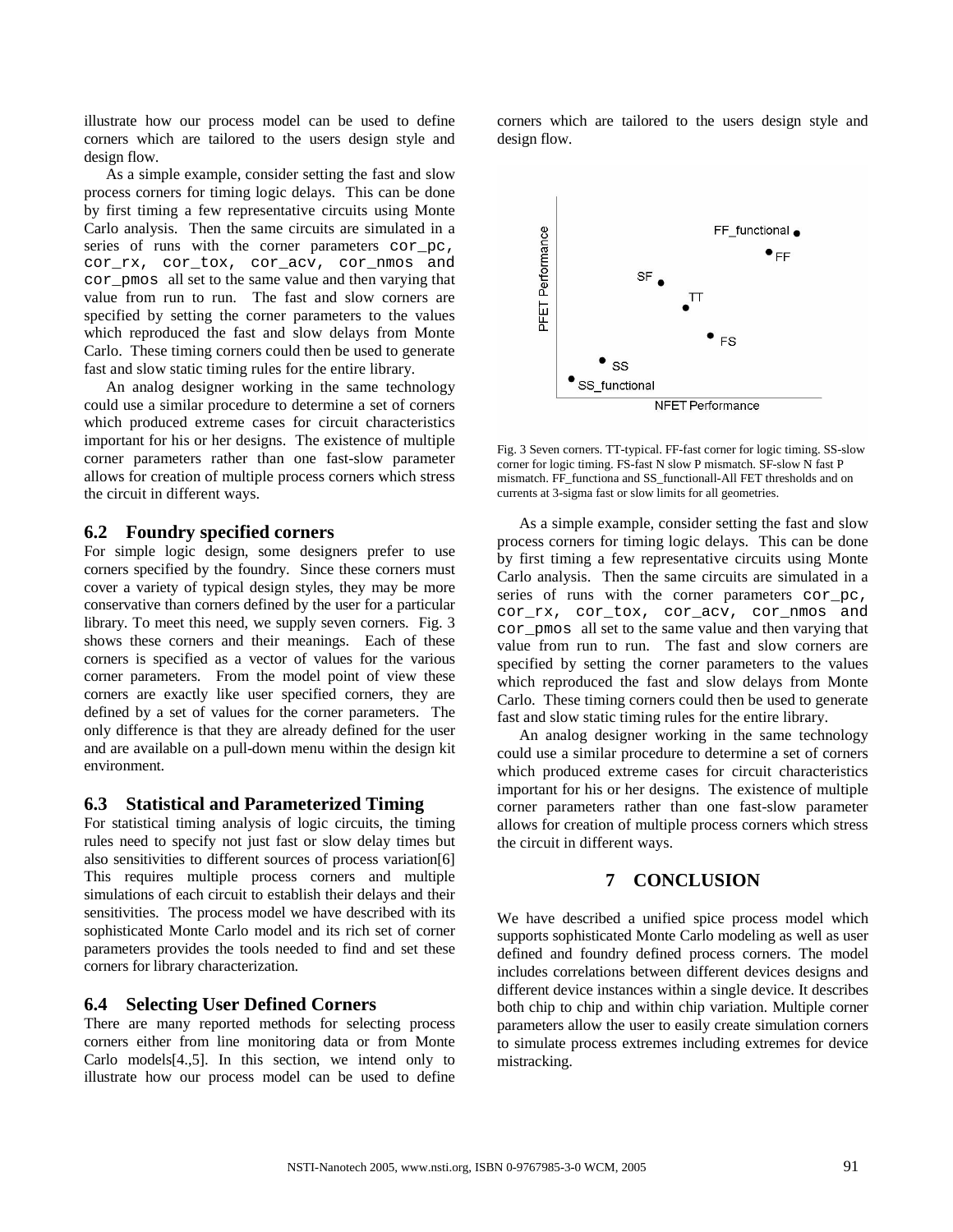illustrate how our process model can be used to define corners which are tailored to the users design style and design flow.

As a simple example, consider setting the fast and slow process corners for timing logic delays. This can be done by first timing a few representative circuits using Monte Carlo analysis. Then the same circuits are simulated in a series of runs with the corner parameters `cor_pc, cor_rx, cor_tox, cor_acv, cor_nmos and cor_pmos` all set to the same value and then varying that value from run to run. The fast and slow corners are specified by setting the corner parameters to the values which reproduced the fast and slow delays from Monte Carlo. These timing corners could then be used to generate fast and slow static timing rules for the entire library.

An analog designer working in the same technology could use a similar procedure to determine a set of corners which produced extreme cases for circuit characteristics important for his or her designs. The existence of multiple corner parameters rather than one fast-slow parameter allows for creation of multiple process corners which stress the circuit in different ways.

## 6.2 Foundry specified corners

For simple logic design, some designers prefer to use corners specified by the foundry. Since these corners must cover a variety of typical design styles, they may be more conservative than corners defined by the user for a particular library. To meet this need, we supply seven corners. Fig. 3 shows these corners and their meanings. Each of these corners is specified as a vector of values for the various corner parameters. From the model point of view these corners are exactly like user specified corners, they are defined by a set of values for the corner parameters. The only difference is that they are already defined for the user and are available on a pull-down menu within the design kit environment.

## 6.3 Statistical and Parameterized Timing

For statistical timing analysis of logic circuits, the timing rules need to specify not just fast or slow delay times but also sensitivities to different sources of process variation[6] This requires multiple process corners and multiple simulations of each circuit to establish their delays and their sensitivities. The process model we have described with its sophisticated Monte Carlo model and its rich set of corner parameters provides the tools needed to find and set these corners for library characterization.

## 6.4 Selecting User Defined Corners

There are many reported methods for selecting process corners either from line monitoring data or from Monte Carlo models[4.,5]. In this section, we intend only to illustrate how our process model can be used to define corners which are tailored to the users design style and design flow.

Fig. 3 Seven corners. TT-typical. FF-fast corner for logic timing. SS-slow corner for logic timing. FS-fast N slow P mismatch. SF-slow N fast P mismatch. FF_functiona and SS_functionall-All FET thresholds and on currents at 3-sigma fast or slow limits for all geometries.

As a simple example, consider setting the fast and slow process corners for timing logic delays. This can be done by first timing a few representative circuits using Monte Carlo analysis. Then the same circuits are simulated in a series of runs with the corner parameters `cor_pc, cor_rx, cor_tox, cor_acv, cor_nmos and cor_pmos` all set to the same value and then varying that value from run to run. The fast and slow corners are specified by setting the corner parameters to the values which reproduced the fast and slow delays from Monte Carlo. These timing corners could then be used to generate fast and slow static timing rules for the entire library.

An analog designer working in the same technology could use a similar procedure to determine a set of corners which produced extreme cases for circuit characteristics important for his or her designs. The existence of multiple corner parameters rather than one fast-slow parameter allows for creation of multiple process corners which stress the circuit in different ways.

# 7 CONCLUSION

We have described a unified spice process model which supports sophisticated Monte Carlo modeling as well as user defined and foundry defined process corners. The model includes correlations between different devices designs and different device instances within a single device. It describes both chip to chip and within chip variation. Multiple corner parameters allow the user to easily create simulation corners to simulate process extremes including extremes for device mistracking.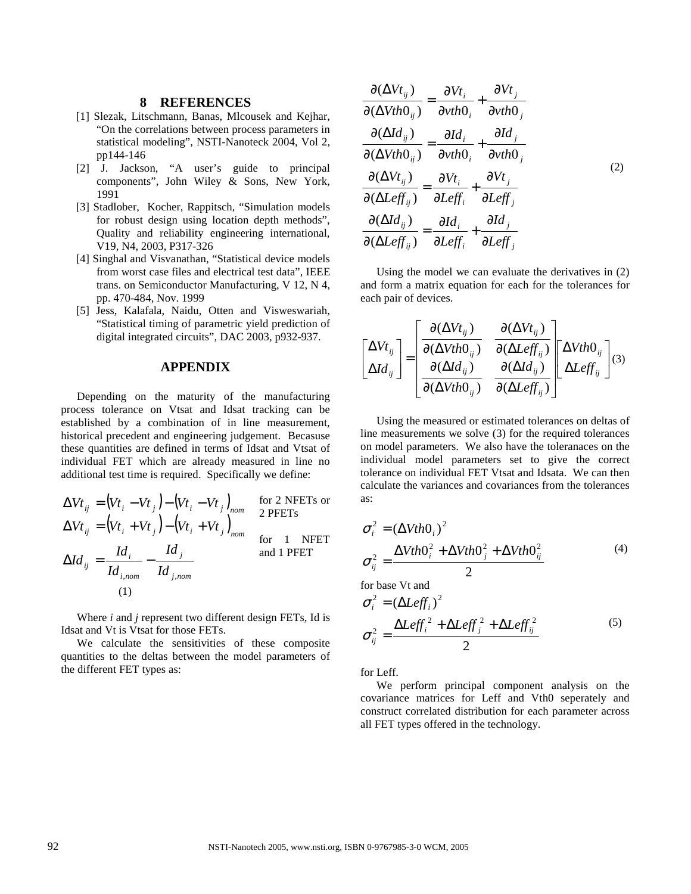## 8 REFERENCES

[1] Slezak, Litschmann, Banas, Mlcousek and Kejhar, “On the correlations between process parameters in statistical modeling”, NSTI-Nanoteck 2004, Vol 2, pp144-146

[2] J. Jackson, “A user’s guide to principal components”, John Wiley & Sons, New York, 1991

[3] Stadlober, Kocher, Rappitsch, “Simulation models for robust design using location depth methods”, Quality and reliability engineering international, V19, N4, 2003, P317-326

[4] Singhal and Visvanathan, “Statistical device models from worst case files and electrical test data”, IEEE trans. on Semiconductor Manufacturing, V 12, N 4, pp. 470-484, Nov. 1999

[5] Jess, Kalafala, Naidu, Otten and Visweswariah, “Statistical timing of parametric yield prediction of digital integrated circuits”, DAC 2003, p932-937.

## APPENDIX

Depending on the maturity of the manufacturing process tolerance on Vtsat and Idsat tracking can be established by a combination of in line measurement, historical precedent and engineering judgement. Becasuse these quantities are defined in terms of Idsat and Vtsat of individual FET which are already measured in line no additional test time is required. Specifically we define:

$$\Delta Vt_{ij} = \left(Vt_i - Vt_j\right) - \left(Vt_i - Vt_j\right)_{nom} \quad \text{for 2 NFETs or 2 PFETs}$$

$$\Delta Vt_{ij} = \left(Vt_i + Vt_j\right) - \left(Vt_i + Vt_j\right)_{nom} \quad \text{for 1 NFET and 1 PFET}$$

$$\Delta Id_{ij} = \frac{Id_i}{Id_{i,nom}} - \frac{Id_j}{Id_{j,nom}} \tag{1}$$

Where *i* and *j* represent two different design FETs, Id is Idsat and Vt is Vtsat for those FETs.

We calculate the sensitivities of these composite quantities to the deltas between the model parameters of the different FET types as:

$$\begin{aligned}
\frac{\partial(\Delta Vt_{ij})}{\partial(\Delta Vth0_{ij})} &= \frac{\partial Vt_i}{\partial vth0_i} + \frac{\partial Vt_j}{\partial vth0_j} \\
\frac{\partial(\Delta Id_{ij})}{\partial(\Delta Vth0_{ij})} &= \frac{\partial Id_i}{\partial vth0_i} + \frac{\partial Id_j}{\partial vth0_j} \\
\frac{\partial(\Delta Vt_{ij})}{\partial(\Delta Leff_{ij})} &= \frac{\partial Vt_i}{\partial Leff_i} + \frac{\partial Vt_j}{\partial Leff_j} \\
\frac{\partial(\Delta Id_{ij})}{\partial(\Delta Leff_{ij})} &= \frac{\partial Id_i}{\partial Leff_i} + \frac{\partial Id_j}{\partial Leff_j}
\end{aligned} \tag{2}$$

Using the model we can evaluate the derivatives in (2) and form a matrix equation for each for the tolerances for each pair of devices.

$$\begin{bmatrix} \Delta Vt_{ij} \\ \Delta Id_{ij} \end{bmatrix} = \begin{bmatrix} \frac{\partial(\Delta Vt_{ij})}{\partial(\Delta Vth0_{ij})} & \frac{\partial(\Delta Vt_{ij})}{\partial(\Delta Leff_{ij})} \\ \frac{\partial(\Delta Id_{ij})}{\partial(\Delta Vth0_{ij})} & \frac{\partial(\Delta Id_{ij})}{\partial(\Delta Leff_{ij})} \end{bmatrix} \begin{bmatrix} \Delta Vth0_{ij} \\ \Delta Leff_{ij} \end{bmatrix} \tag{3}$$

Using the measured or estimated tolerances on deltas of line measurements we solve (3) for the required tolerances on model parameters. We also have the toleranaces on the individual model parameters set to give the correct tolerance on individual FET Vtsat and Idsata. We can then calculate the variances and covariances from the tolerances as:

$$\begin{aligned}
\sigma_i^2 &= (\Delta Vth0_i)^2 \\
\sigma_{ij}^2 &= \frac{\Delta Vth0_i^2 + \Delta Vth0_j^2 + \Delta Vth0_{ij}^2}{2}
\end{aligned} \tag{4}$$

for base Vt and

$$\begin{aligned}
\sigma_i^2 &= (\Delta Leff_i)^2 \\
\sigma_{ij}^2 &= \frac{\Delta Leff_i^{\,2} + \Delta Leff_j^{\,2} + \Delta Leff_{ij}^{\,2}}{2}
\end{aligned} \tag{5}$$

for Leff.

We perform principal component analysis on the covariance matrices for Leff and Vth0 seperately and construct correlated distribution for each parameter across all FET types offered in the technology.